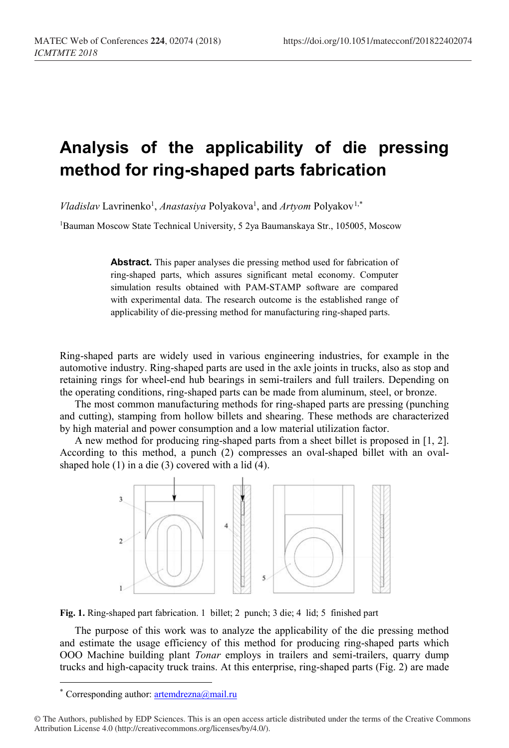# Analysis of the applicability of die pressing method for ring-shaped parts fabrication

*Vladislav* Lavrinenko[1], *Anastasiya* Polyakova[1], and *Artyom* Polyakov[1,*]

[1]Bauman Moscow State Technical University, 5 2ya Baumanskaya Str., 105005, Moscow

**Abstract.** This paper analyses die pressing method used for fabrication of ring-shaped parts, which assures significant metal economy. Computer simulation results obtained with PAM-STAMP software are compared with experimental data. The research outcome is the established range of applicability of die-pressing method for manufacturing ring-shaped parts.

Ring-shaped parts are widely used in various engineering industries, for example in the automotive industry. Ring-shaped parts are used in the axle joints in trucks, also as stop and retaining rings for wheel-end hub bearings in semi-trailers and full trailers. Depending on the operating conditions, ring-shaped parts can be made from aluminum, steel, or bronze.

The most common manufacturing methods for ring-shaped parts are pressing (punching and cutting), stamping from hollow billets and shearing. These methods are characterized by high material and power consumption and a low material utilization factor.

A new method for producing ring-shaped parts from a sheet billet is proposed in [1, 2]. According to this method, a punch (2) compresses an oval-shaped billet with an oval-shaped hole (1) in a die (3) covered with a lid (4).

**Fig. 1.** Ring-shaped part fabrication. 1 billet; 2 punch; 3 die; 4 lid; 5 finished part

The purpose of this work was to analyze the applicability of the die pressing method and estimate the usage efficiency of this method for producing ring-shaped parts which OOO Machine building plant *Tonar* employs in trailers and semi-trailers, quarry dump trucks and high-capacity truck trains. At this enterprise, ring-shaped parts (Fig. 2) are made

[*] Corresponding author: artemdrezna@mail.ru

© The Authors, published by EDP Sciences. This is an open access article distributed under the terms of the Creative Commons Attribution License 4.0 (http://creativecommons.org/licenses/by/4.0/).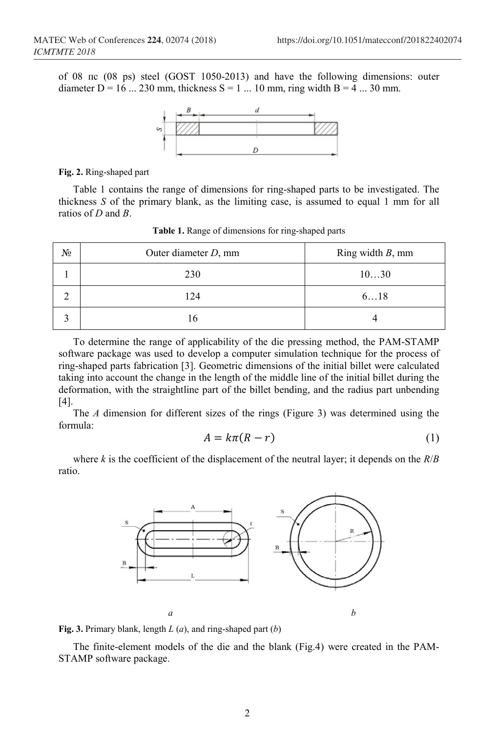of 08 пс (08 ps) steel (GOST 1050-2013) and have the following dimensions: outer diameter D = 16 ... 230 mm, thickness S = 1 ... 10 mm, ring width B = 4 ... 30 mm.

**Fig. 2.** Ring-shaped part

Table 1 contains the range of dimensions for ring-shaped parts to be investigated. The thickness *S* of the primary blank, as the limiting case, is assumed to equal 1 mm for all ratios of *D* and *B*.

**Table 1.** Range of dimensions for ring-shaped parts

| № | Outer diameter *D*, mm | Ring width *B*, mm |
|---|---|---|
| 1 | 230 | 10…30 |
| 2 | 124 | 6…18 |
| 3 | 16 | 4 |

To determine the range of applicability of the die pressing method, the PAM-STAMP software package was used to develop a computer simulation technique for the process of ring-shaped parts fabrication [3]. Geometric dimensions of the initial billet were calculated taking into account the change in the length of the middle line of the initial billet during the deformation, with the straightline part of the billet bending, and the radius part unbending [4].

The *A* dimension for different sizes of the rings (Figure 3) was determined using the formula:

$$A = k\pi(R - r) \tag{1}$$

where *k* is the coefficient of the displacement of the neutral layer; it depends on the *R*/*B* ratio.

**Fig. 3.** Primary blank, length *L* (*a*), and ring-shaped part (*b*)

The finite-element models of the die and the blank (Fig.4) were created in the PAM-STAMP software package.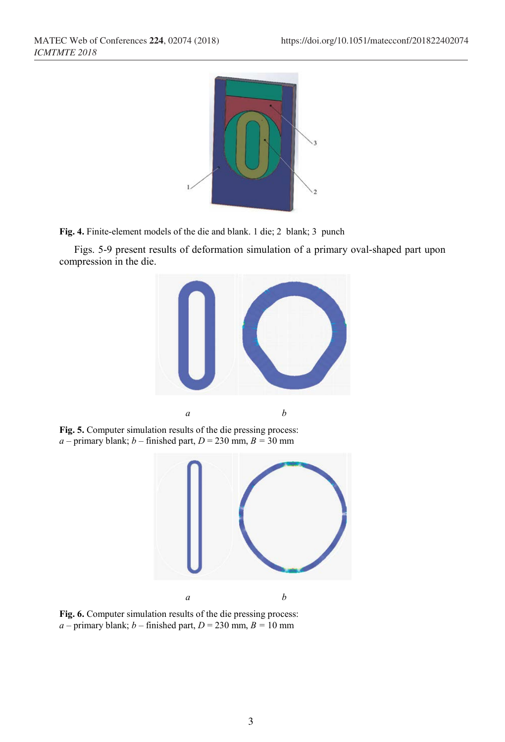**Fig. 4.** Finite-element models of the die and blank. 1 die; 2 blank; 3 punch

Figs. 5-9 present results of deformation simulation of a primary oval-shaped part upon compression in the die.

*a* *b*

**Fig. 5.** Computer simulation results of the die pressing process:
*a* – primary blank; *b* – finished part, $D = 230$ mm, $B = 30$ mm

*a* *b*

**Fig. 6.** Computer simulation results of the die pressing process:
*a* – primary blank; *b* – finished part, $D = 230$ mm, $B = 10$ mm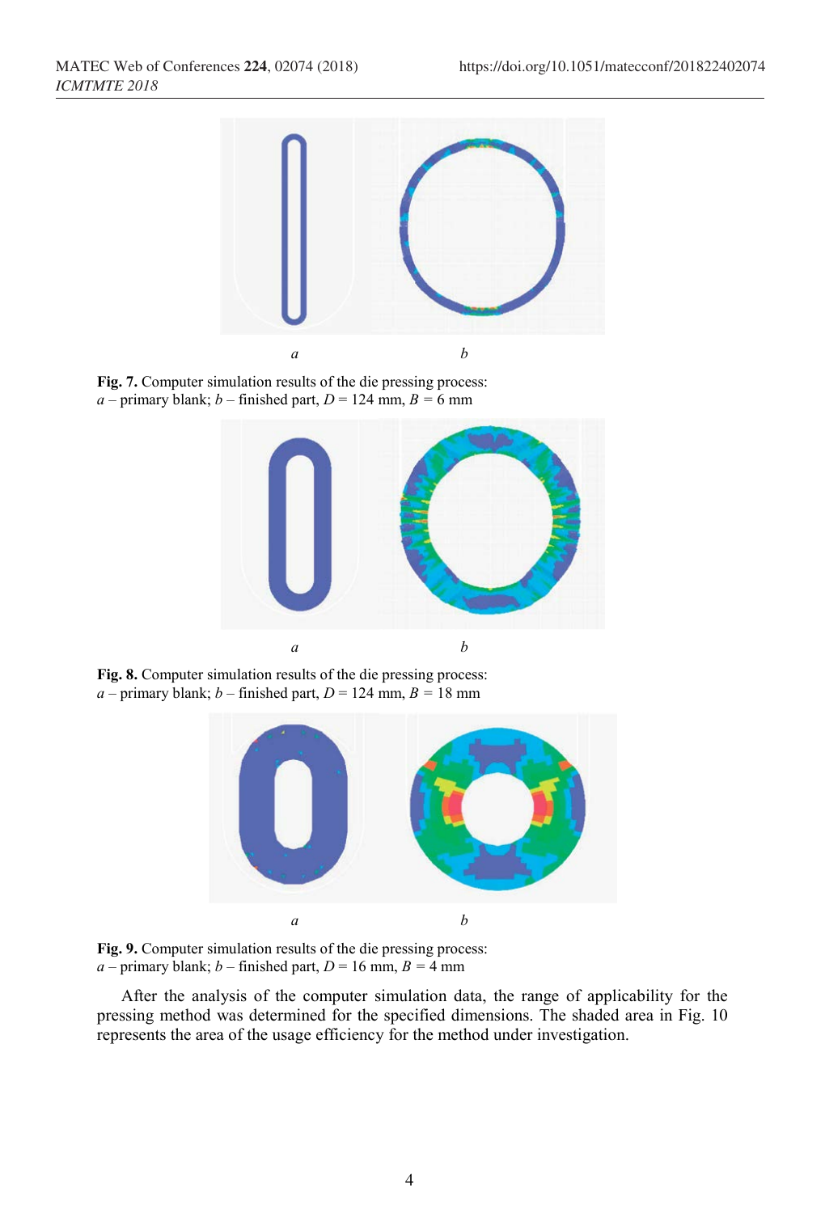*a* *b*

**Fig. 7.** Computer simulation results of the die pressing process:
*a* – primary blank; *b* – finished part, $D$ = 124 mm, $B$ = 6 mm

*a* *b*

**Fig. 8.** Computer simulation results of the die pressing process:
*a* – primary blank; *b* – finished part, $D$ = 124 mm, $B$ = 18 mm

*a* *b*

**Fig. 9.** Computer simulation results of the die pressing process:
*a* – primary blank; *b* – finished part, $D$ = 16 mm, $B$ = 4 mm

After the analysis of the computer simulation data, the range of applicability for the pressing method was determined for the specified dimensions. The shaded area in Fig. 10 represents the area of the usage efficiency for the method under investigation.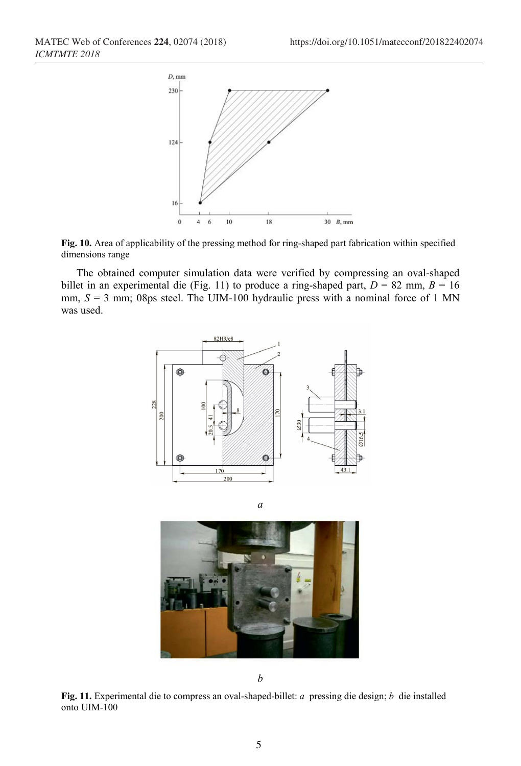**Fig. 10.** Area of applicability of the pressing method for ring-shaped part fabrication within specified dimensions range

The obtained computer simulation data were verified by compressing an oval-shaped billet in an experimental die (Fig. 11) to produce a ring-shaped part, $D$ = 82 mm, $B$ = 16 mm, $S$ = 3 mm; 08ps steel. The UIM-100 hydraulic press with a nominal force of 1 MN was used.

*a*

*b*

**Fig. 11.** Experimental die to compress an oval-shaped-billet: *a* pressing die design; *b* die installed onto UIM-100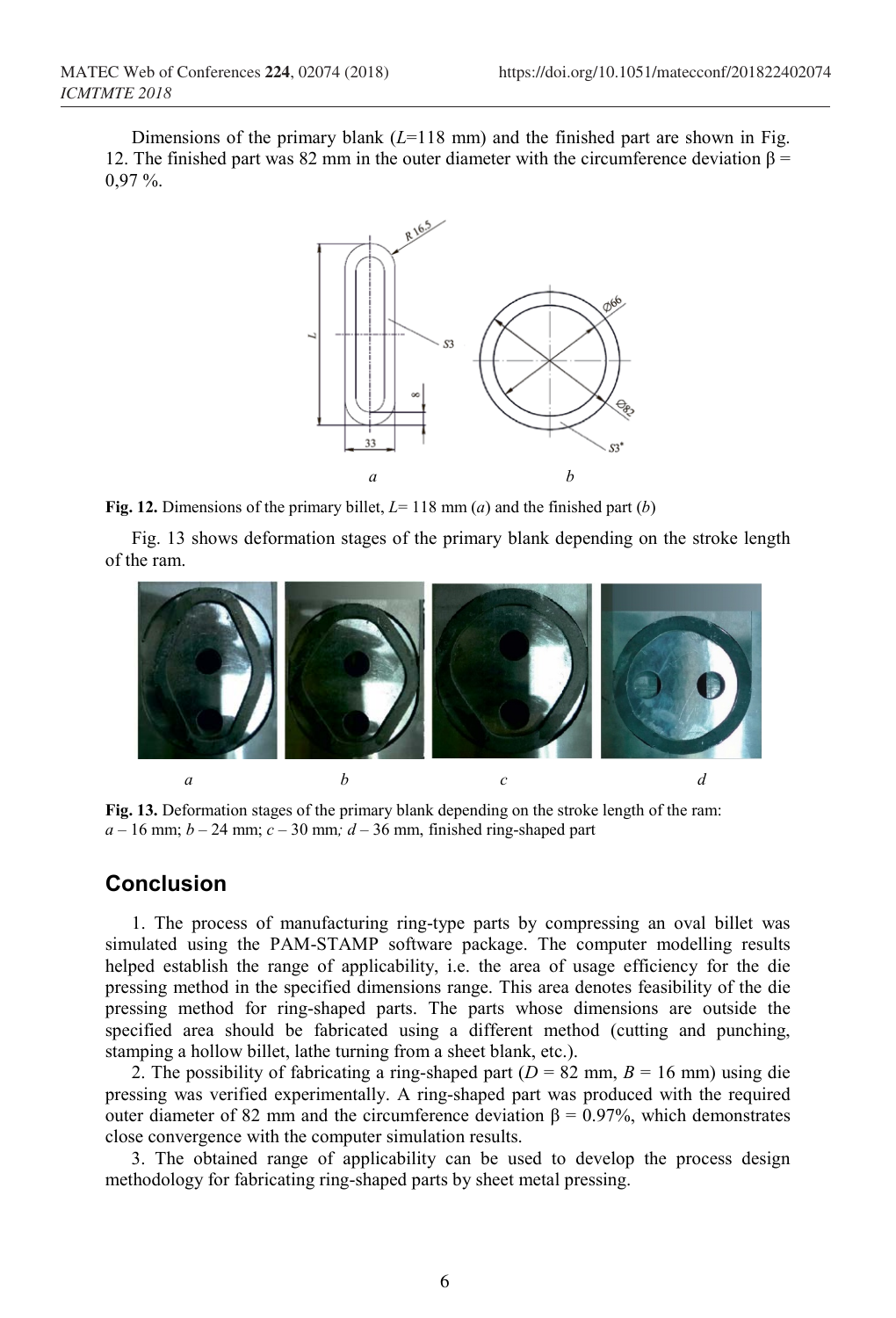Dimensions of the primary blank ($L$=118 mm) and the finished part are shown in Fig. 12. The finished part was 82 mm in the outer diameter with the circumference deviation $\beta$ = 0,97 %.

**Fig. 12.** Dimensions of the primary billet, $L$= 118 mm (*a*) and the finished part (*b*)

Fig. 13 shows deformation stages of the primary blank depending on the stroke length of the ram.

**Fig. 13.** Deformation stages of the primary blank depending on the stroke length of the ram: *a* – 16 mm; *b* – 24 mm; *c* – 30 mm; *d* – 36 mm, finished ring-shaped part

## Conclusion

1. The process of manufacturing ring-type parts by compressing an oval billet was simulated using the PAM-STAMP software package. The computer modelling results helped establish the range of applicability, i.e. the area of usage efficiency for the die pressing method in the specified dimensions range. This area denotes feasibility of the die pressing method for ring-shaped parts. The parts whose dimensions are outside the specified area should be fabricated using a different method (cutting and punching, stamping a hollow billet, lathe turning from a sheet blank, etc.).

2. The possibility of fabricating a ring-shaped part ($D$ = 82 mm, $B$ = 16 mm) using die pressing was verified experimentally. A ring-shaped part was produced with the required outer diameter of 82 mm and the circumference deviation $\beta$ = 0.97%, which demonstrates close convergence with the computer simulation results.

3. The obtained range of applicability can be used to develop the process design methodology for fabricating ring-shaped parts by sheet metal pressing.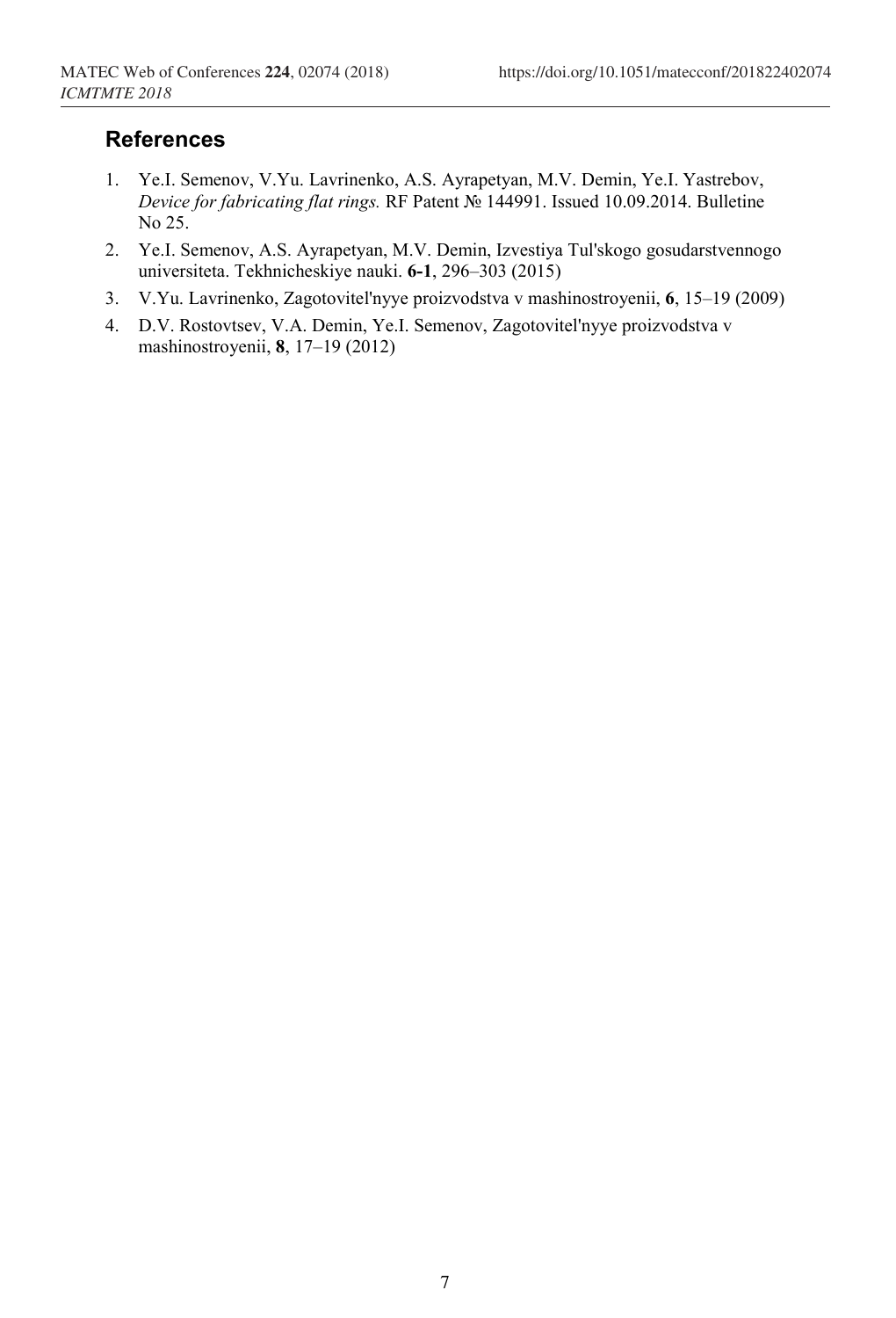## References

1. Ye.I. Semenov, V.Yu. Lavrinenko, A.S. Ayrapetyan, M.V. Demin, Ye.I. Yastrebov, *Device for fabricating flat rings.* RF Patent № 144991. Issued 10.09.2014. Bulletine No 25.
2. Ye.I. Semenov, A.S. Ayrapetyan, M.V. Demin, Izvestiya Tul'skogo gosudarstvennogo universiteta. Tekhnicheskiye nauki. **6-1**, 296–303 (2015)
3. V.Yu. Lavrinenko, Zagotovitel'nyye proizvodstva v mashinostroyenii, **6**, 15–19 (2009)
4. D.V. Rostovtsev, V.A. Demin, Ye.I. Semenov, Zagotovitel'nyye proizvodstva v mashinostroyenii, **8**, 17–19 (2012)